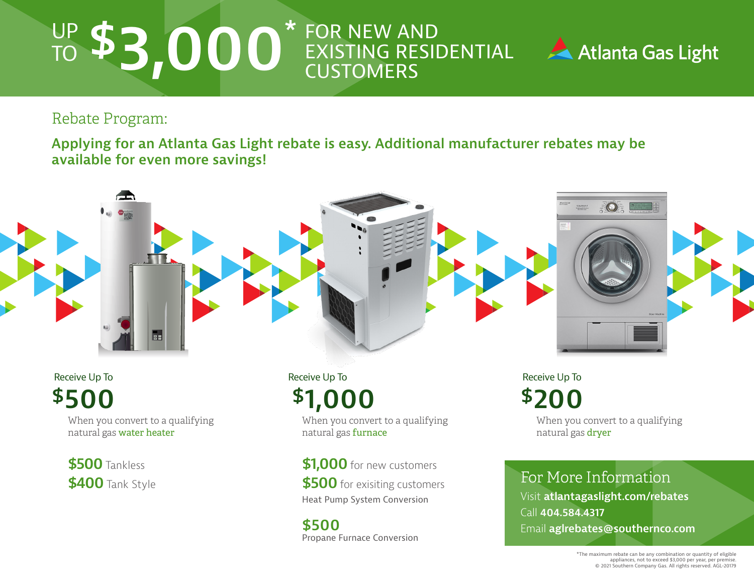# UP TO $3,000* FOR NEW AND EXISTING RESIDENTIAL CUSTOMERS

Atlanta Gas Light

## Rebate Program:

**Applying for an Atlanta Gas Light rebate is easy. Additional manufacturer rebates may be available for even more savings!**

### Receive Up To $500

When you convert to a qualifying natural gas **water heater**

**$500** Tankless
**$400** Tank Style

### Receive Up To $1,000

When you convert to a qualifying natural gas **furnace**

**$1,000** for new customers
**$500** for exisiting customers
Heat Pump System Conversion

**$500**
Propane Furnace Conversion

### Receive Up To $200

When you convert to a qualifying natural gas **dryer**

## For More Information

Visit **atlantagaslight.com/rebates**
Call **404.584.4317**
Email **aglrebates@southernco.com**

*The maximum rebate can be any combination or quantity of eligible appliances, not to exceed $3,000 per year, per premise.
© 2021 Southern Company Gas. All rights reserved. AGL-20179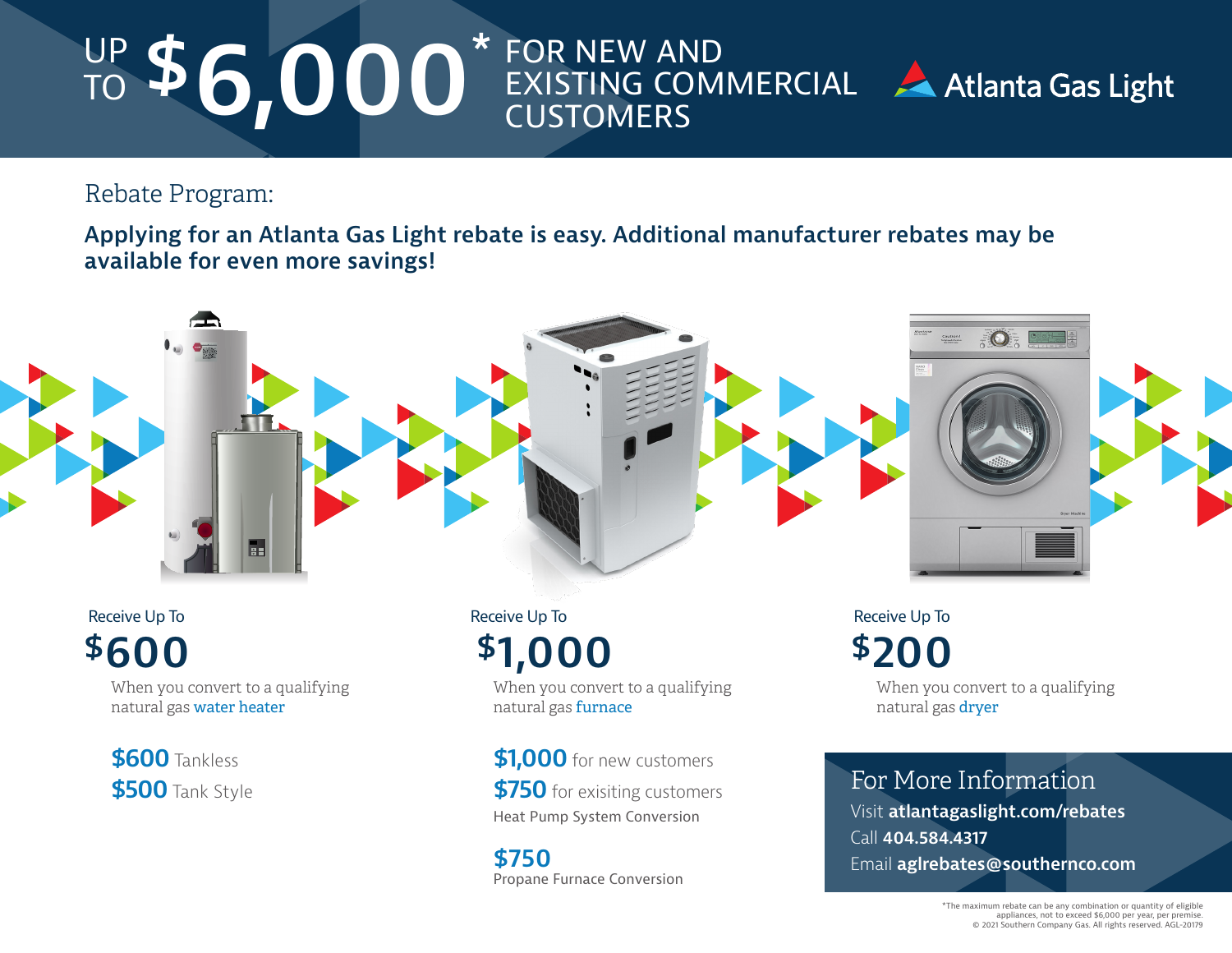# UP TO $6,000* FOR NEW AND EXISTING COMMERCIAL CUSTOMERS

Atlanta Gas Light

## Rebate Program:

**Applying for an Atlanta Gas Light rebate is easy. Additional manufacturer rebates may be available for even more savings!**

Receive Up To

## $600

When you convert to a qualifying natural gas water heater

**$600** Tankless
**$500** Tank Style

Receive Up To

## $1,000

When you convert to a qualifying natural gas furnace

**$1,000** for new customers
**$750** for exisiting customers
Heat Pump System Conversion

**$750**
Propane Furnace Conversion

Receive Up To

## $200

When you convert to a qualifying natural gas dryer

### For More Information

Visit **atlantagaslight.com/rebates**
Call **404.584.4317**
Email **aglrebates@southernco.com**

*The maximum rebate can be any combination or quantity of eligible appliances, not to exceed $6,000 per year, per premise.
© 2021 Southern Company Gas. All rights reserved. AGL-20179